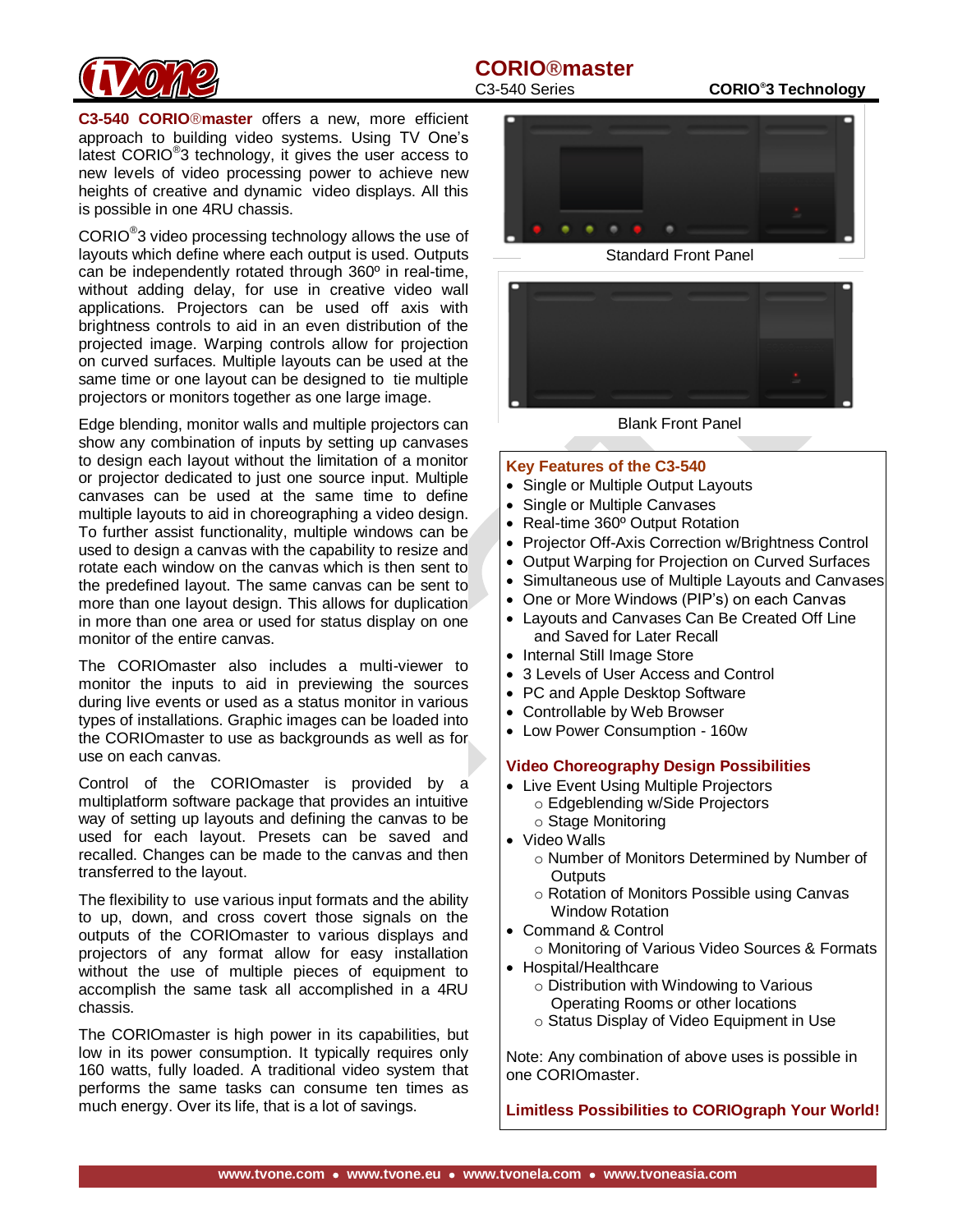# CORIO®master

C3-540 Series

**CORIO®3 Technology**

**C3-540 CORIO®master** offers a new, more efficient approach to building video systems. Using TV One's latest CORIO®3 technology, it gives the user access to new levels of video processing power to achieve new heights of creative and dynamic video displays. All this is possible in one 4RU chassis.

CORIO®3 video processing technology allows the use of layouts which define where each output is used. Outputs can be independently rotated through 360º in real-time, without adding delay, for use in creative video wall applications. Projectors can be used off axis with brightness controls to aid in an even distribution of the projected image. Warping controls allow for projection on curved surfaces. Multiple layouts can be used at the same time or one layout can be designed to tie multiple projectors or monitors together as one large image.

Edge blending, monitor walls and multiple projectors can show any combination of inputs by setting up canvases to design each layout without the limitation of a monitor or projector dedicated to just one source input. Multiple canvases can be used at the same time to define multiple layouts to aid in choreographing a video design. To further assist functionality, multiple windows can be used to design a canvas with the capability to resize and rotate each window on the canvas which is then sent to the predefined layout. The same canvas can be sent to more than one layout design. This allows for duplication in more than one area or used for status display on one monitor of the entire canvas.

The CORIOmaster also includes a multi-viewer to monitor the inputs to aid in previewing the sources during live events or used as a status monitor in various types of installations. Graphic images can be loaded into the CORIOmaster to use as backgrounds as well as for use on each canvas.

Control of the CORIOmaster is provided by a multiplatform software package that provides an intuitive way of setting up layouts and defining the canvas to be used for each layout. Presets can be saved and recalled. Changes can be made to the canvas and then transferred to the layout.

The flexibility to use various input formats and the ability to up, down, and cross covert those signals on the outputs of the CORIOmaster to various displays and projectors of any format allow for easy installation without the use of multiple pieces of equipment to accomplish the same task all accomplished in a 4RU chassis.

The CORIOmaster is high power in its capabilities, but low in its power consumption. It typically requires only 160 watts, fully loaded. A traditional video system that performs the same tasks can consume ten times as much energy. Over its life, that is a lot of savings.

Standard Front Panel

Blank Front Panel

## Key Features of the C3-540

- Single or Multiple Output Layouts
- Single or Multiple Canvases
- Real-time 360º Output Rotation
- Projector Off-Axis Correction w/Brightness Control
- Output Warping for Projection on Curved Surfaces
- Simultaneous use of Multiple Layouts and Canvases
- One or More Windows (PIP's) on each Canvas
- Layouts and Canvases Can Be Created Off Line and Saved for Later Recall
- Internal Still Image Store
- 3 Levels of User Access and Control
- PC and Apple Desktop Software
- Controllable by Web Browser
- Low Power Consumption - 160w

## Video Choreography Design Possibilities

- Live Event Using Multiple Projectors
  - Edgeblending w/Side Projectors
  - Stage Monitoring
- Video Walls
  - Number of Monitors Determined by Number of Outputs
  - Rotation of Monitors Possible using Canvas Window Rotation
- Command & Control
  - Monitoring of Various Video Sources & Formats
- Hospital/Healthcare
  - Distribution with Windowing to Various Operating Rooms or other locations
  - Status Display of Video Equipment in Use

Note: Any combination of above uses is possible in one CORIOmaster.

**Limitless Possibilities to CORIOgraph Your World!**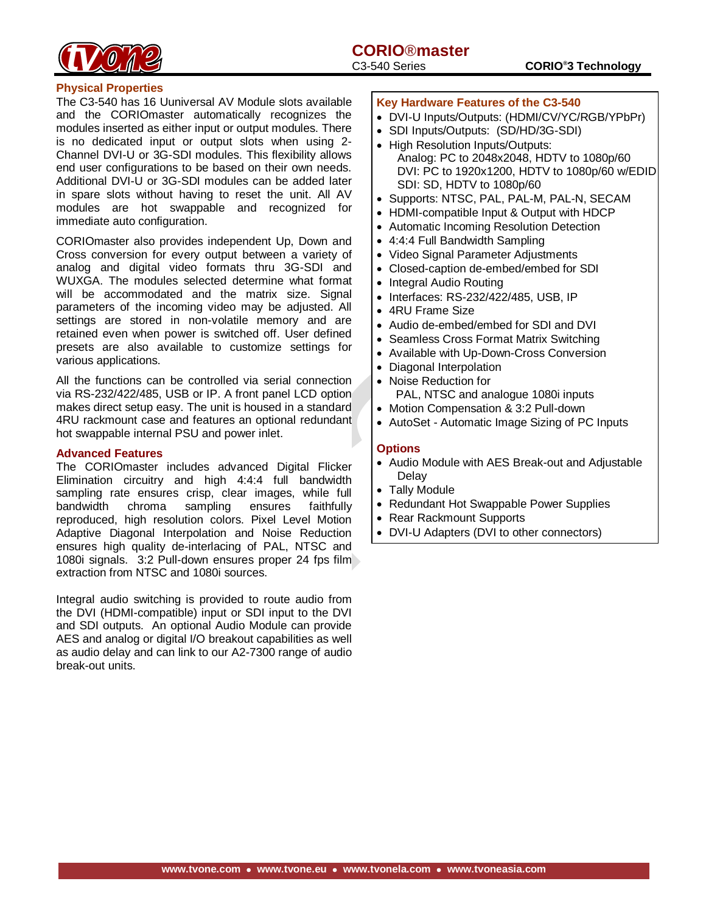## Physical Properties

The C3-540 has 16 Uuniversal AV Module slots available and the CORIOmaster automatically recognizes the modules inserted as either input or output modules. There is no dedicated input or output slots when using 2-Channel DVI-U or 3G-SDI modules. This flexibility allows end user configurations to be based on their own needs. Additional DVI-U or 3G-SDI modules can be added later in spare slots without having to reset the unit. All AV modules are hot swappable and recognized for immediate auto configuration.

CORIOmaster also provides independent Up, Down and Cross conversion for every output between a variety of analog and digital video formats thru 3G-SDI and WUXGA. The modules selected determine what format will be accommodated and the matrix size. Signal parameters of the incoming video may be adjusted. All settings are stored in non-volatile memory and are retained even when power is switched off. User defined presets are also available to customize settings for various applications.

All the functions can be controlled via serial connection via RS-232/422/485, USB or IP. A front panel LCD option makes direct setup easy. The unit is housed in a standard 4RU rackmount case and features an optional redundant hot swappable internal PSU and power inlet.

## Advanced Features

The CORIOmaster includes advanced Digital Flicker Elimination circuitry and high 4:4:4 full bandwidth sampling rate ensures crisp, clear images, while full bandwidth chroma sampling ensures faithfully reproduced, high resolution colors. Pixel Level Motion Adaptive Diagonal Interpolation and Noise Reduction ensures high quality de-interlacing of PAL, NTSC and 1080i signals. 3:2 Pull-down ensures proper 24 fps film extraction from NTSC and 1080i sources.

Integral audio switching is provided to route audio from the DVI (HDMI-compatible) input or SDI input to the DVI and SDI outputs. An optional Audio Module can provide AES and analog or digital I/O breakout capabilities as well as audio delay and can link to our A2-7300 range of audio break-out units.

## Key Hardware Features of the C3-540

- DVI-U Inputs/Outputs: (HDMI/CV/YC/RGB/YPbPr)
- SDI Inputs/Outputs: (SD/HD/3G-SDI)
- High Resolution Inputs/Outputs:
  Analog: PC to 2048x2048, HDTV to 1080p/60
  DVI: PC to 1920x1200, HDTV to 1080p/60 w/EDID
  SDI: SD, HDTV to 1080p/60
- Supports: NTSC, PAL, PAL-M, PAL-N, SECAM
- HDMI-compatible Input & Output with HDCP
- Automatic Incoming Resolution Detection
- 4:4:4 Full Bandwidth Sampling
- Video Signal Parameter Adjustments
- Closed-caption de-embed/embed for SDI
- Integral Audio Routing
- Interfaces: RS-232/422/485, USB, IP
- 4RU Frame Size
- Audio de-embed/embed for SDI and DVI
- Seamless Cross Format Matrix Switching
- Available with Up-Down-Cross Conversion
- Diagonal Interpolation
- Noise Reduction for
  PAL, NTSC and analogue 1080i inputs
- Motion Compensation & 3:2 Pull-down
- AutoSet - Automatic Image Sizing of PC Inputs

## Options

- Audio Module with AES Break-out and Adjustable Delay
- Tally Module
- Redundant Hot Swappable Power Supplies
- Rear Rackmount Supports
- DVI-U Adapters (DVI to other connectors)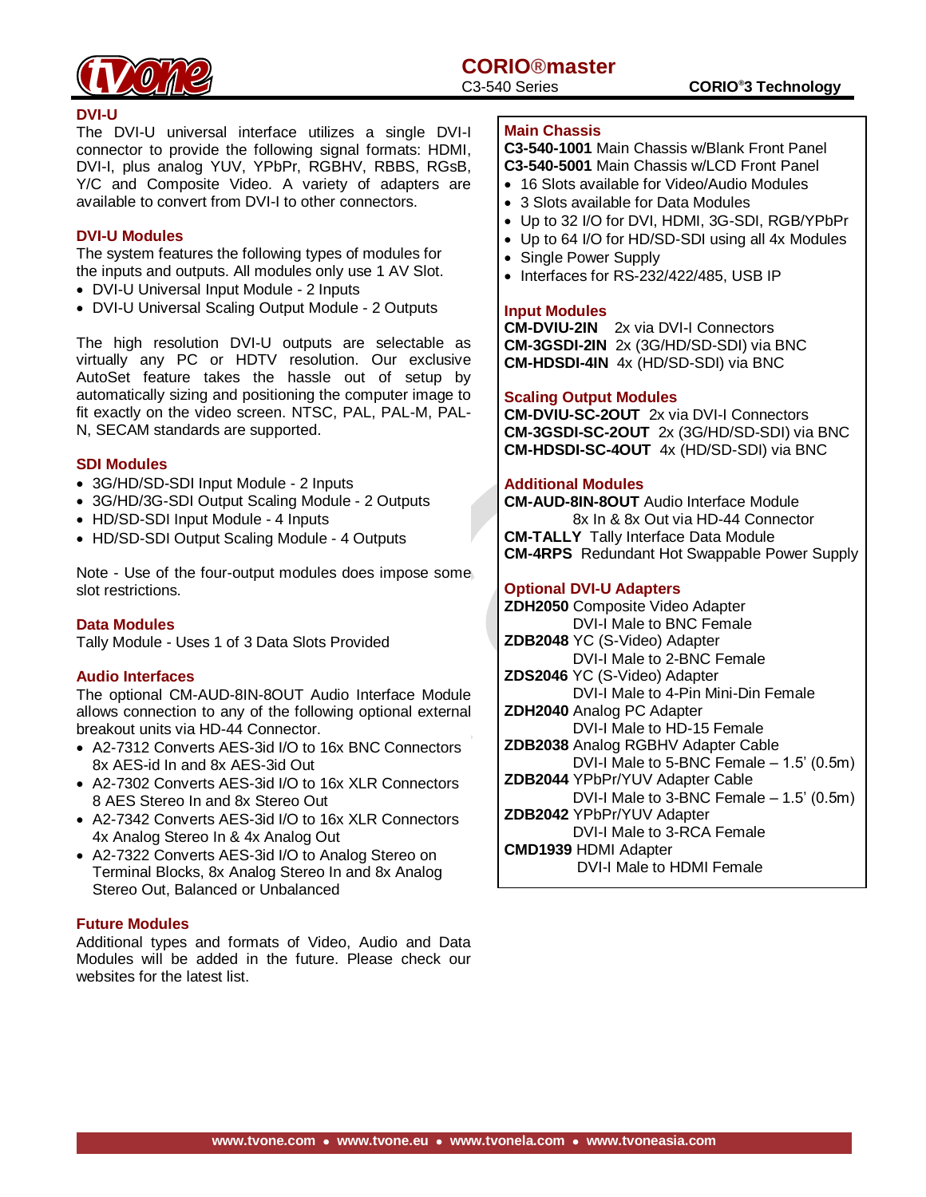## DVI-U

The DVI-U universal interface utilizes a single DVI-I connector to provide the following signal formats: HDMI, DVI-I, plus analog YUV, YPbPr, RGBHV, RBBS, RGsB, Y/C and Composite Video. A variety of adapters are available to convert from DVI-I to other connectors.

## DVI-U Modules

The system features the following types of modules for the inputs and outputs. All modules only use 1 AV Slot.

- DVI-U Universal Input Module - 2 Inputs
- DVI-U Universal Scaling Output Module - 2 Outputs

The high resolution DVI-U outputs are selectable as virtually any PC or HDTV resolution. Our exclusive AutoSet feature takes the hassle out of setup by automatically sizing and positioning the computer image to fit exactly on the video screen. NTSC, PAL, PAL-M, PAL-N, SECAM standards are supported.

## SDI Modules

- 3G/HD/SD-SDI Input Module - 2 Inputs
- 3G/HD/3G-SDI Output Scaling Module - 2 Outputs
- HD/SD-SDI Input Module - 4 Inputs
- HD/SD-SDI Output Scaling Module - 4 Outputs

Note - Use of the four-output modules does impose some slot restrictions.

## Data Modules

Tally Module - Uses 1 of 3 Data Slots Provided

## Audio Interfaces

The optional CM-AUD-8IN-8OUT Audio Interface Module allows connection to any of the following optional external breakout units via HD-44 Connector.

- A2-7312 Converts AES-3id I/O to 16x BNC Connectors 8x AES-id In and 8x AES-3id Out
- A2-7302 Converts AES-3id I/O to 16x XLR Connectors 8 AES Stereo In and 8x Stereo Out
- A2-7342 Converts AES-3id I/O to 16x XLR Connectors 4x Analog Stereo In & 4x Analog Out
- A2-7322 Converts AES-3id I/O to Analog Stereo on Terminal Blocks, 8x Analog Stereo In and 8x Analog Stereo Out, Balanced or Unbalanced

## Future Modules

Additional types and formats of Video, Audio and Data Modules will be added in the future. Please check our websites for the latest list.

## Main Chassis

**C3-540-1001** Main Chassis w/Blank Front Panel
**C3-540-5001** Main Chassis w/LCD Front Panel

- 16 Slots available for Video/Audio Modules
- 3 Slots available for Data Modules
- Up to 32 I/O for DVI, HDMI, 3G-SDI, RGB/YPbPr
- Up to 64 I/O for HD/SD-SDI using all 4x Modules
- Single Power Supply
- Interfaces for RS-232/422/485, USB IP

## Input Modules

**CM-DVIU-2IN** 2x via DVI-I Connectors
**CM-3GSDI-2IN** 2x (3G/HD/SD-SDI) via BNC
**CM-HDSDI-4IN** 4x (HD/SD-SDI) via BNC

## Scaling Output Modules

**CM-DVIU-SC-2OUT** 2x via DVI-I Connectors
**CM-3GSDI-SC-2OUT** 2x (3G/HD/SD-SDI) via BNC
**CM-HDSDI-SC-4OUT** 4x (HD/SD-SDI) via BNC

## Additional Modules

**CM-AUD-8IN-8OUT** Audio Interface Module
8x In & 8x Out via HD-44 Connector
**CM-TALLY** Tally Interface Data Module
**CM-4RPS** Redundant Hot Swappable Power Supply

## Optional DVI-U Adapters

**ZDH2050** Composite Video Adapter
DVI-I Male to BNC Female
**ZDB2048** YC (S-Video) Adapter
DVI-I Male to 2-BNC Female
**ZDS2046** YC (S-Video) Adapter
DVI-I Male to 4-Pin Mini-Din Female
**ZDH2040** Analog PC Adapter
DVI-I Male to HD-15 Female
**ZDB2038** Analog RGBHV Adapter Cable
DVI-I Male to 5-BNC Female – 1.5' (0.5m)
**ZDB2044** YPbPr/YUV Adapter Cable
DVI-I Male to 3-BNC Female – 1.5' (0.5m)
**ZDB2042** YPbPr/YUV Adapter
DVI-I Male to 3-RCA Female
**CMD1939** HDMI Adapter
DVI-I Male to HDMI Female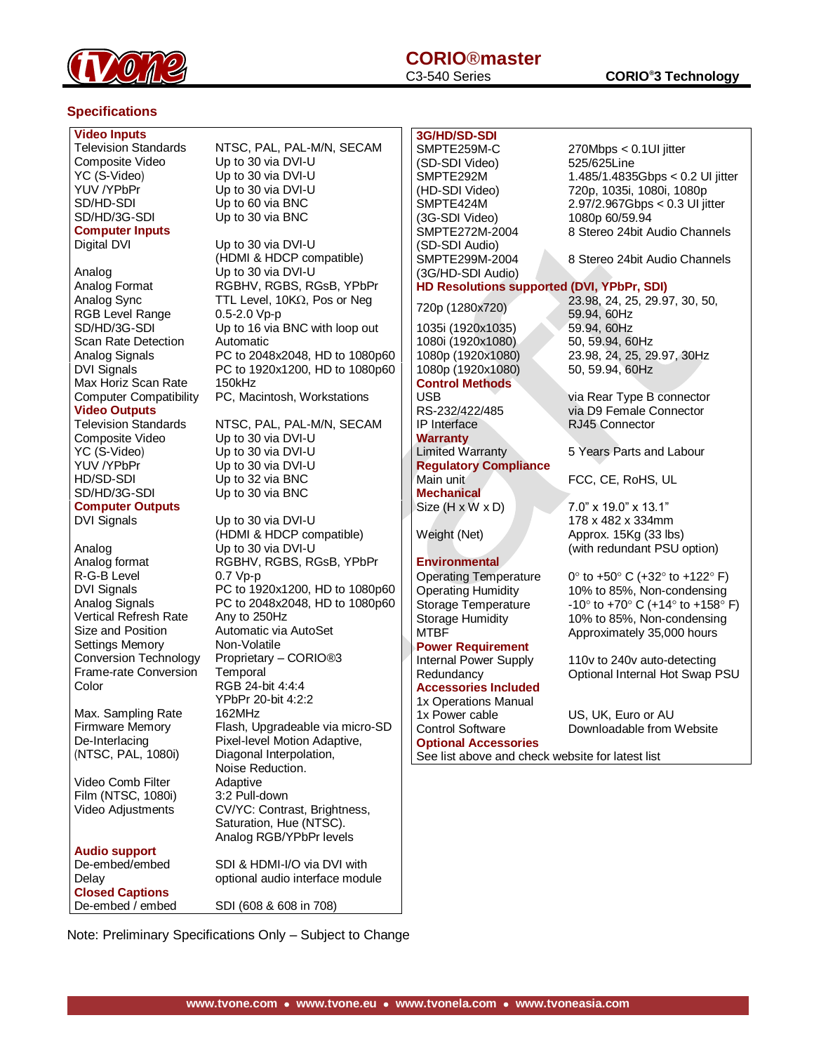## Specifications

| **Video Inputs** | |
|---|---|
| Television Standards | NTSC, PAL, PAL-M/N, SECAM |
| Composite Video | Up to 30 via DVI-U |
| YC (S-Video) | Up to 30 via DVI-U |
| YUV /YPbPr | Up to 30 via DVI-U |
| SD/HD-SDI | Up to 60 via BNC |
| SD/HD/3G-SDI | Up to 30 via BNC |
| **Computer Inputs** | |
| Digital DVI | Up to 30 via DVI-U (HDMI & HDCP compatible) |
| Analog | Up to 30 via DVI-U |
| Analog Format | RGBHV, RGBS, RGsB, YPbPr |
| Analog Sync | TTL Level, 10KΩ, Pos or Neg |
| RGB Level Range | 0.5-2.0 Vp-p |
| SD/HD/3G-SDI | Up to 16 via BNC with loop out |
| Scan Rate Detection | Automatic |
| Analog Signals | PC to 2048x2048, HD to 1080p60 |
| DVI Signals | PC to 1920x1200, HD to 1080p60 |
| Max Horiz Scan Rate | 150kHz |
| Computer Compatibility | PC, Macintosh, Workstations |
| **Video Outputs** | |
| Television Standards | NTSC, PAL, PAL-M/N, SECAM |
| Composite Video | Up to 30 via DVI-U |
| YC (S-Video) | Up to 30 via DVI-U |
| YUV /YPbPr | Up to 30 via DVI-U |
| HD/SD-SDI | Up to 32 via BNC |
| SD/HD/3G-SDI | Up to 30 via BNC |
| **Computer Outputs** | |
| DVI Signals | Up to 30 via DVI-U (HDMI & HDCP compatible) |
| Analog | Up to 30 via DVI-U |
| Analog format | RGBHV, RGBS, RGsB, YPbPr |
| R-G-B Level | 0.7 Vp-p |
| DVI Signals | PC to 1920x1200, HD to 1080p60 |
| Analog Signals | PC to 2048x2048, HD to 1080p60 |
| Vertical Refresh Rate | Any to 250Hz |
| Size and Position | Automatic via AutoSet |
| Settings Memory | Non-Volatile |
| Conversion Technology | Proprietary – CORIO®3 |
| Frame-rate Conversion | Temporal |
| Color | RGB 24-bit 4:4:4<br>YPbPr 20-bit 4:2:2 |
| Max. Sampling Rate | 162MHz |
| Firmware Memory | Flash, Upgradeable via micro-SD |
| De-Interlacing (NTSC, PAL, 1080i) | Pixel-level Motion Adaptive, Diagonal Interpolation, Noise Reduction. |
| Video Comb Filter | Adaptive |
| Film (NTSC, 1080i) | 3:2 Pull-down |
| Video Adjustments | CV/YC: Contrast, Brightness, Saturation, Hue (NTSC). Analog RGB/YPbPr levels |
| **Audio support** | |
| De-embed/embed Delay | SDI & HDMI-I/O via DVI with optional audio interface module |
| **Closed Captions** | |
| De-embed / embed | SDI (608 & 608 in 708) |

| **3G/HD/SD-SDI** | |
|---|---|
| SMPTE259M-C (SD-SDI Video) | 270Mbps < 0.1UI jitter 525/625Line |
| SMPTE292M (HD-SDI Video) | 1.485/1.4835Gbps < 0.2 UI jitter 720p, 1035i, 1080i, 1080p |
| SMPTE424M (3G-SDI Video) | 2.97/2.967Gbps < 0.3 UI jitter 1080p 60/59.94 |
| SMPTE272M-2004 (SD-SDI Audio) | 8 Stereo 24bit Audio Channels |
| SMPTE299M-2004 (3G/HD-SDI Audio) | 8 Stereo 24bit Audio Channels |
| **HD Resolutions supported (DVI, YPbPr, SDI)** | |
| 720p (1280x720) | 23.98, 24, 25, 29.97, 30, 50, 59.94, 60Hz |
| 1035i (1920x1035) | 59.94, 60Hz |
| 1080i (1920x1080) | 50, 59.94, 60Hz |
| 1080p (1920x1080) | 23.98, 24, 25, 29.97, 30Hz |
| 1080p (1920x1080) | 50, 59.94, 60Hz |
| **Control Methods** | |
| USB | via Rear Type B connector |
| RS-232/422/485 | via D9 Female Connector |
| IP Interface | RJ45 Connector |
| **Warranty** | |
| Limited Warranty | 5 Years Parts and Labour |
| **Regulatory Compliance** | |
| Main unit | FCC, CE, RoHS, UL |
| **Mechanical** | |
| Size (H x W x D) | 7.0" x 19.0" x 13.1"<br>178 x 482 x 334mm |
| Weight (Net) | Approx. 15Kg (33 lbs) (with redundant PSU option) |
| **Environmental** | |
| Operating Temperature | 0° to +50° C (+32° to +122° F) |
| Operating Humidity | 10% to 85%, Non-condensing |
| Storage Temperature | -10° to +70° C (+14° to +158° F) |
| Storage Humidity | 10% to 85%, Non-condensing |
| MTBF | Approximately 35,000 hours |
| **Power Requirement** | |
| Internal Power Supply | 110v to 240v auto-detecting |
| Redundancy | Optional Internal Hot Swap PSU |
| **Accessories Included** | |
| 1x Operations Manual | |
| 1x Power cable | US, UK, Euro or AU |
| Control Software | Downloadable from Website |
| **Optional Accessories** | |
| See list above and check website for latest list | |

Note: Preliminary Specifications Only – Subject to Change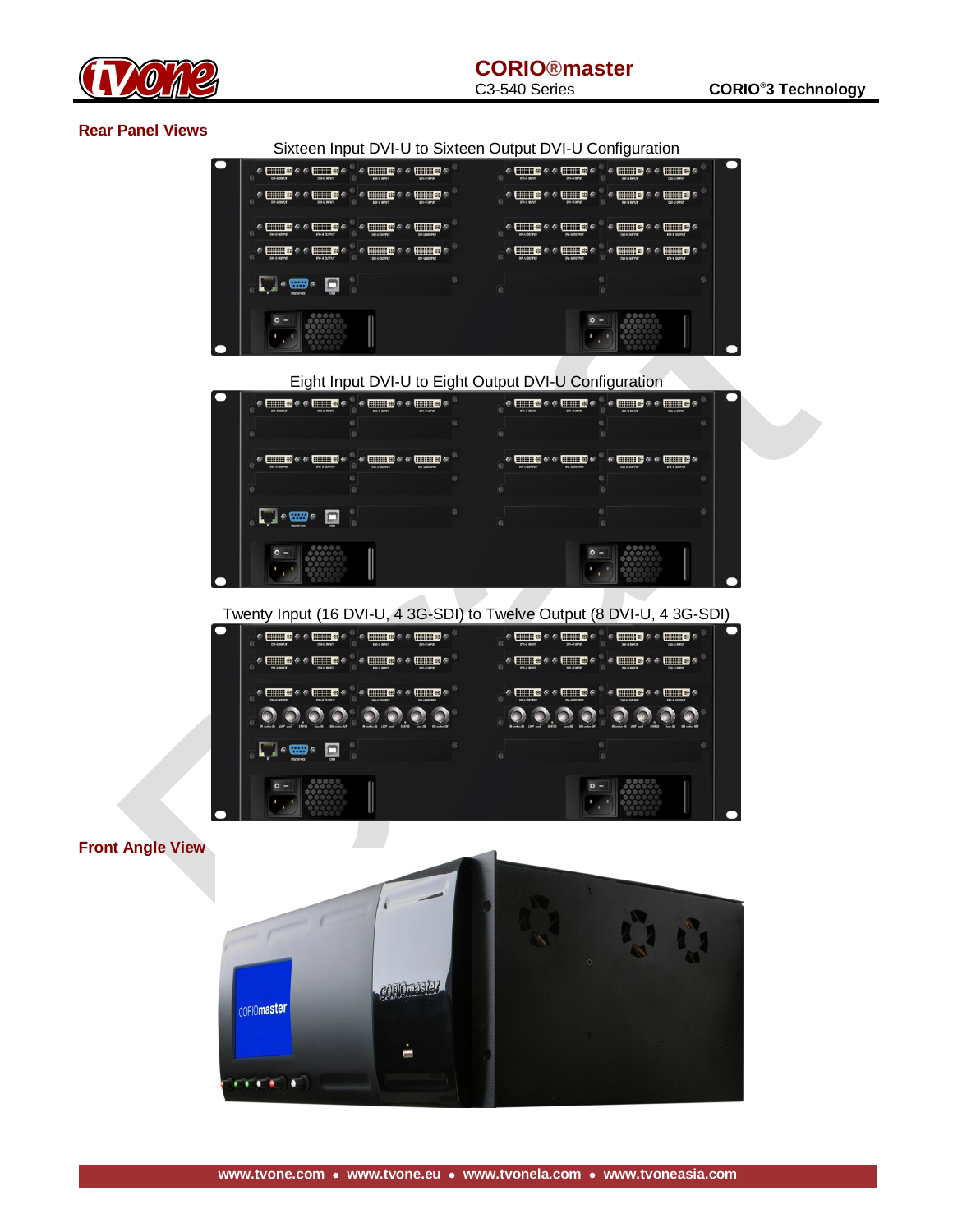## Rear Panel Views

Sixteen Input DVI-U to Sixteen Output DVI-U Configuration

Eight Input DVI-U to Eight Output DVI-U Configuration

Twenty Input (16 DVI-U, 4 3G-SDI) to Twelve Output (8 DVI-U, 4 3G-SDI)

## Front Angle View